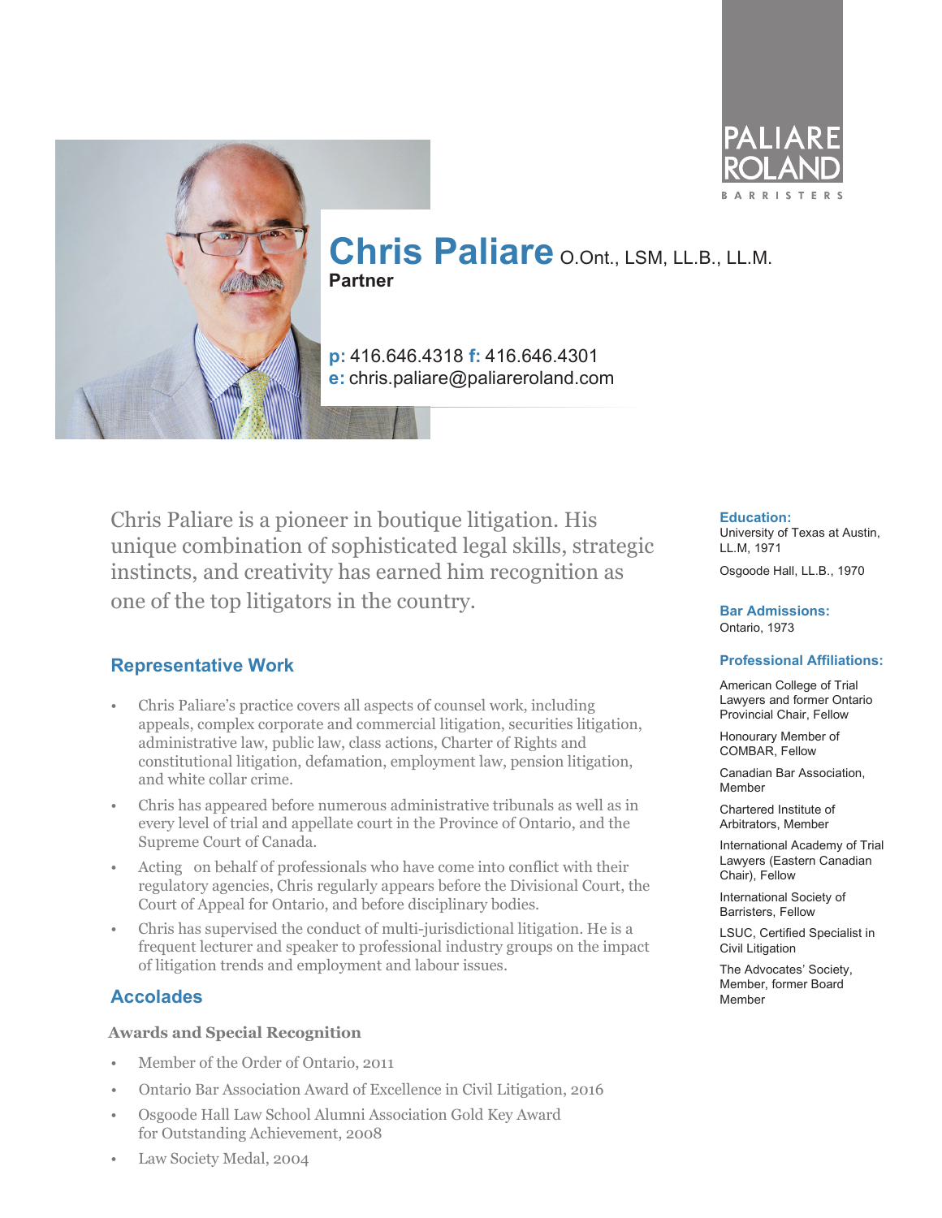PALIARE ROLAND

BARRISTERS

# Chris Paliare O.Ont., LSM, LL.B., LL.M.

**Partner**

**p:** 416.646.4318 **f:** 416.646.4301
**e:** chris.paliare@paliareroland.com

Chris Paliare is a pioneer in boutique litigation. His unique combination of sophisticated legal skills, strategic instincts, and creativity has earned him recognition as one of the top litigators in the country.

## Representative Work

- Chris Paliare's practice covers all aspects of counsel work, including appeals, complex corporate and commercial litigation, securities litigation, administrative law, public law, class actions, Charter of Rights and constitutional litigation, defamation, employment law, pension litigation, and white collar crime.
- Chris has appeared before numerous administrative tribunals as well as in every level of trial and appellate court in the Province of Ontario, and the Supreme Court of Canada.
- Acting on behalf of professionals who have come into conflict with their regulatory agencies, Chris regularly appears before the Divisional Court, the Court of Appeal for Ontario, and before disciplinary bodies.
- Chris has supervised the conduct of multi-jurisdictional litigation. He is a frequent lecturer and speaker to professional industry groups on the impact of litigation trends and employment and labour issues.

## Accolades

### Awards and Special Recognition

- Member of the Order of Ontario, 2011
- Ontario Bar Association Award of Excellence in Civil Litigation, 2016
- Osgoode Hall Law School Alumni Association Gold Key Award for Outstanding Achievement, 2008
- Law Society Medal, 2004

### Education:

University of Texas at Austin, LL.M, 1971

Osgoode Hall, LL.B., 1970

### Bar Admissions:

Ontario, 1973

### Professional Affiliations:

American College of Trial Lawyers and former Ontario Provincial Chair, Fellow

Honourary Member of COMBAR, Fellow

Canadian Bar Association, Member

Chartered Institute of Arbitrators, Member

International Academy of Trial Lawyers (Eastern Canadian Chair), Fellow

International Society of Barristers, Fellow

LSUC, Certified Specialist in Civil Litigation

The Advocates' Society, Member, former Board Member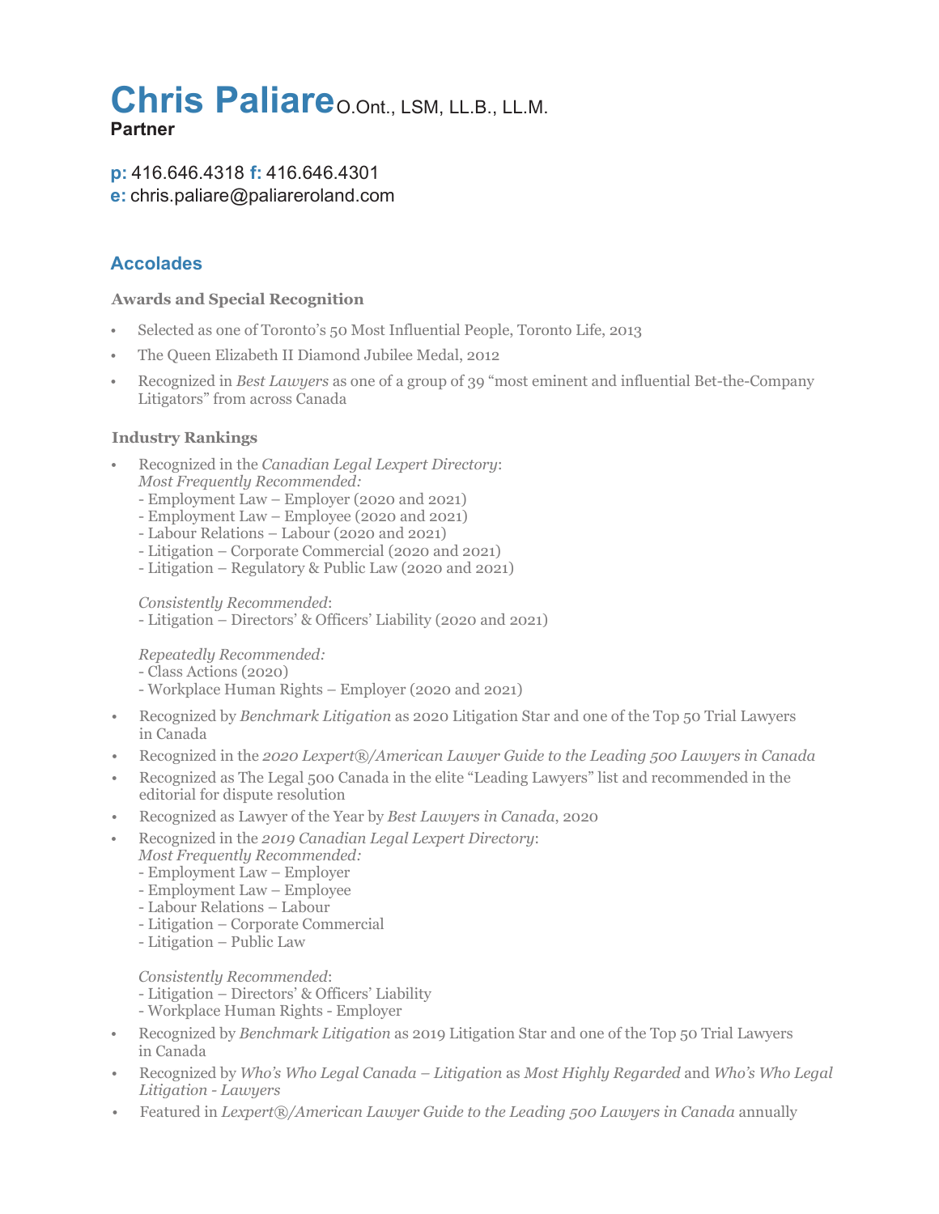# Chris Paliare O.Ont., LSM, LL.B., LL.M.

**Partner**

**p:** 416.646.4318 **f:** 416.646.4301
**e:** chris.paliare@paliareroland.com

## Accolades

### Awards and Special Recognition

- Selected as one of Toronto's 50 Most Influential People, Toronto Life, 2013
- The Queen Elizabeth II Diamond Jubilee Medal, 2012
- Recognized in *Best Lawyers* as one of a group of 39 "most eminent and influential Bet-the-Company Litigators" from across Canada

### Industry Rankings

- Recognized in the *Canadian Legal Lexpert Directory*:
  *Most Frequently Recommended:*
  - Employment Law – Employer (2020 and 2021)
  - Employment Law – Employee (2020 and 2021)
  - Labour Relations – Labour (2020 and 2021)
  - Litigation – Corporate Commercial (2020 and 2021)
  - Litigation – Regulatory & Public Law (2020 and 2021)

  *Consistently Recommended*:
  - Litigation – Directors' & Officers' Liability (2020 and 2021)

  *Repeatedly Recommended:*
  - Class Actions (2020)
  - Workplace Human Rights – Employer (2020 and 2021)
- Recognized by *Benchmark Litigation* as 2020 Litigation Star and one of the Top 50 Trial Lawyers in Canada
- Recognized in the *2020 Lexpert®/American Lawyer Guide to the Leading 500 Lawyers in Canada*
- Recognized as The Legal 500 Canada in the elite "Leading Lawyers" list and recommended in the editorial for dispute resolution
- Recognized as Lawyer of the Year by *Best Lawyers in Canada*, 2020
- Recognized in the *2019 Canadian Legal Lexpert Directory*:
  *Most Frequently Recommended:*
  - Employment Law – Employer
  - Employment Law – Employee
  - Labour Relations – Labour
  - Litigation – Corporate Commercial
  - Litigation – Public Law

  *Consistently Recommended*:
  - Litigation – Directors' & Officers' Liability
  - Workplace Human Rights - Employer
- Recognized by *Benchmark Litigation* as 2019 Litigation Star and one of the Top 50 Trial Lawyers in Canada
- Recognized by *Who's Who Legal Canada – Litigation* as *Most Highly Regarded* and *Who's Who Legal Litigation - Lawyers*
- Featured in *Lexpert®/American Lawyer Guide to the Leading 500 Lawyers in Canada* annually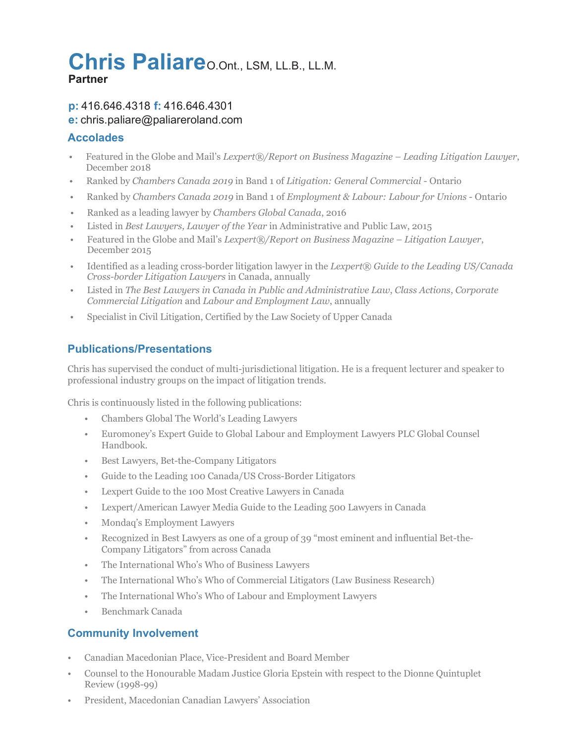# Chris Paliare O.Ont., LSM, LL.B., LL.M.

**Partner**

**p:** 416.646.4318 **f:** 416.646.4301
**e:** chris.paliare@paliareroland.com

## Accolades

- Featured in the Globe and Mail's *Lexpert®/Report on Business Magazine – Leading Litigation Lawyer*, December 2018
- Ranked by *Chambers Canada 2019* in Band 1 of *Litigation: General Commercial* - Ontario
- Ranked by *Chambers Canada 2019* in Band 1 of *Employment & Labour: Labour for Unions* - Ontario
- Ranked as a leading lawyer by *Chambers Global Canada*, 2016
- Listed in *Best Lawyers, Lawyer of the Year* in Administrative and Public Law, 2015
- Featured in the Globe and Mail's *Lexpert®/Report on Business Magazine – Litigation Lawyer*, December 2015
- Identified as a leading cross-border litigation lawyer in the *Lexpert® Guide to the Leading US/Canada Cross-border Litigation Lawyers* in Canada, annually
- Listed in *The Best Lawyers in Canada in Public and Administrative Law*, *Class Actions*, *Corporate Commercial Litigation* and *Labour and Employment Law*, annually
- Specialist in Civil Litigation, Certified by the Law Society of Upper Canada

## Publications/Presentations

Chris has supervised the conduct of multi-jurisdictional litigation. He is a frequent lecturer and speaker to professional industry groups on the impact of litigation trends.

Chris is continuously listed in the following publications:

- Chambers Global The World's Leading Lawyers
- Euromoney's Expert Guide to Global Labour and Employment Lawyers PLC Global Counsel Handbook.
- Best Lawyers, Bet-the-Company Litigators
- Guide to the Leading 100 Canada/US Cross-Border Litigators
- Lexpert Guide to the 100 Most Creative Lawyers in Canada
- Lexpert/American Lawyer Media Guide to the Leading 500 Lawyers in Canada
- Mondaq's Employment Lawyers
- Recognized in Best Lawyers as one of a group of 39 "most eminent and influential Bet-the-Company Litigators" from across Canada
- The International Who's Who of Business Lawyers
- The International Who's Who of Commercial Litigators (Law Business Research)
- The International Who's Who of Labour and Employment Lawyers
- Benchmark Canada

## Community Involvement

- Canadian Macedonian Place, Vice-President and Board Member
- Counsel to the Honourable Madam Justice Gloria Epstein with respect to the Dionne Quintuplet Review (1998-99)
- President, Macedonian Canadian Lawyers' Association